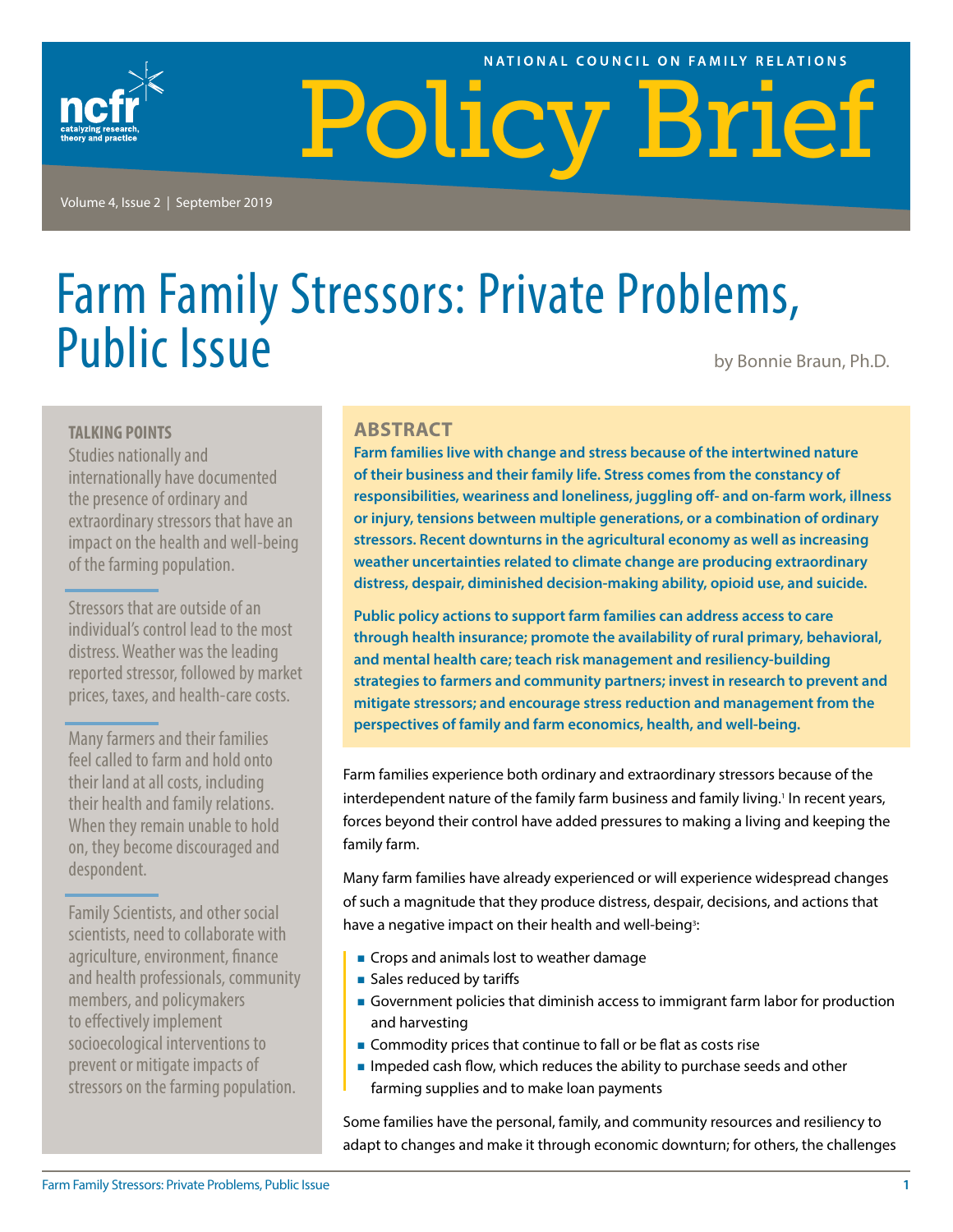NATIONAL COUNCIL ON FAMILY RELATIONS

# Policy Brief

Volume 4, Issue 2 | September 2019

# Farm Family Stressors: Private Problems, Public Issue

by Bonnie Braun, Ph.D.

**TALKING POINTS**

Studies nationally and internationally have documented the presence of ordinary and extraordinary stressors that have an impact on the health and well-being of the farming population.

Stressors that are outside of an individual's control lead to the most distress. Weather was the leading reported stressor, followed by market prices, taxes, and health-care costs.

Many farmers and their families feel called to farm and hold onto their land at all costs, including their health and family relations. When they remain unable to hold on, they become discouraged and despondent.

Family Scientists, and other social scientists, need to collaborate with agriculture, environment, finance and health professionals, community members, and policymakers to effectively implement socioecological interventions to prevent or mitigate impacts of stressors on the farming population.

## ABSTRACT

**Farm families live with change and stress because of the intertwined nature of their business and their family life. Stress comes from the constancy of responsibilities, weariness and loneliness, juggling off- and on-farm work, illness or injury, tensions between multiple generations, or a combination of ordinary stressors. Recent downturns in the agricultural economy as well as increasing weather uncertainties related to climate change are producing extraordinary distress, despair, diminished decision-making ability, opioid use, and suicide.**

**Public policy actions to support farm families can address access to care through health insurance; promote the availability of rural primary, behavioral, and mental health care; teach risk management and resiliency-building strategies to farmers and community partners; invest in research to prevent and mitigate stressors; and encourage stress reduction and management from the perspectives of family and farm economics, health, and well-being.**

Farm families experience both ordinary and extraordinary stressors because of the interdependent nature of the family farm business and family living.[1] In recent years, forces beyond their control have added pressures to making a living and keeping the family farm.

Many farm families have already experienced or will experience widespread changes of such a magnitude that they produce distress, despair, decisions, and actions that have a negative impact on their health and well-being[3]:

- Crops and animals lost to weather damage
- Sales reduced by tariffs
- Government policies that diminish access to immigrant farm labor for production and harvesting
- Commodity prices that continue to fall or be flat as costs rise
- Impeded cash flow, which reduces the ability to purchase seeds and other farming supplies and to make loan payments

Some families have the personal, family, and community resources and resiliency to adapt to changes and make it through economic downturn; for others, the challenges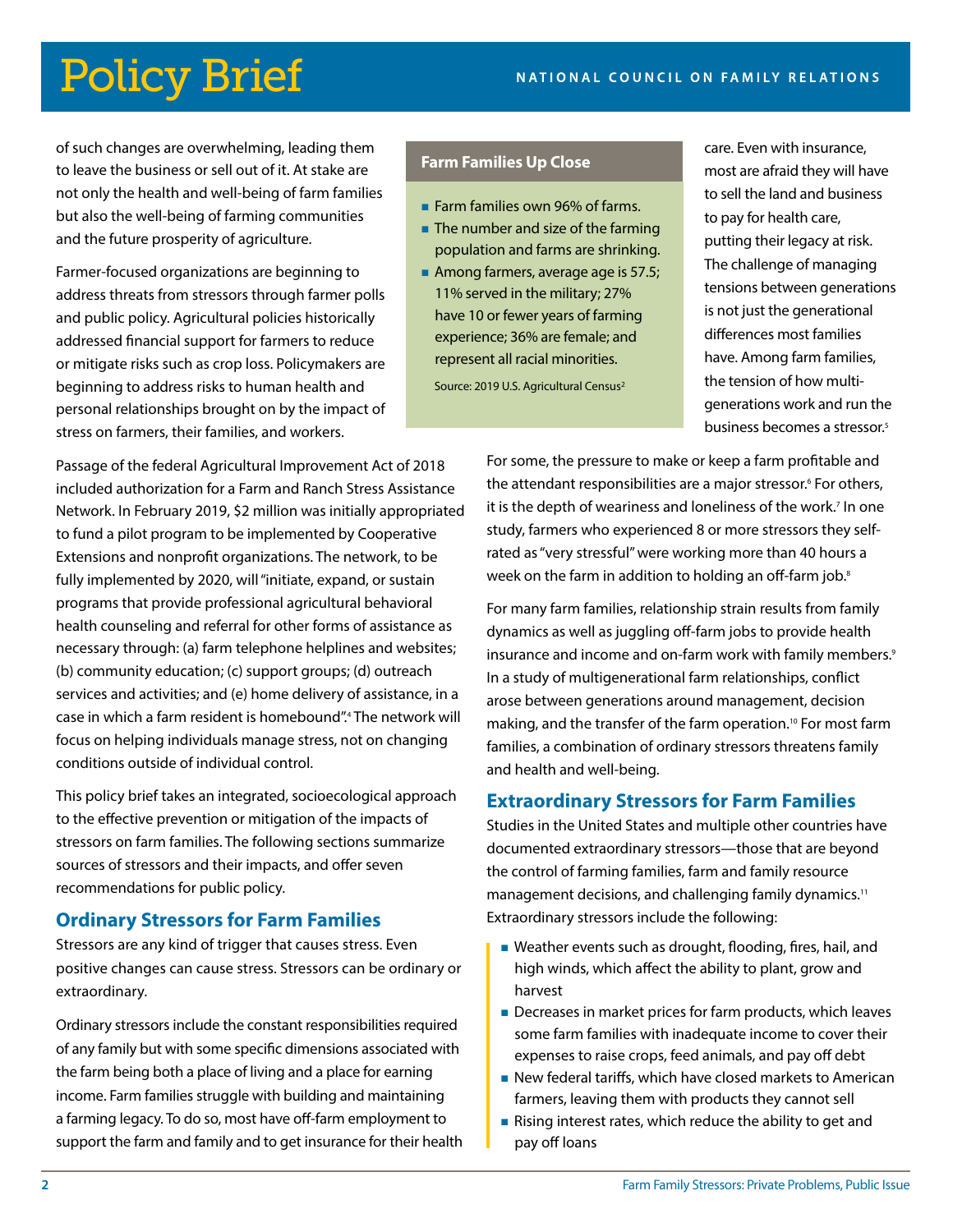of such changes are overwhelming, leading them to leave the business or sell out of it. At stake are not only the health and well-being of farm families but also the well-being of farming communities and the future prosperity of agriculture.

Farmer-focused organizations are beginning to address threats from stressors through farmer polls and public policy. Agricultural policies historically addressed financial support for farmers to reduce or mitigate risks such as crop loss. Policymakers are beginning to address risks to human health and personal relationships brought on by the impact of stress on farmers, their families, and workers.

**Farm Families Up Close**

- Farm families own 96% of farms.
- The number and size of the farming population and farms are shrinking.
- Among farmers, average age is 57.5; 11% served in the military; 27% have 10 or fewer years of farming experience; 36% are female; and represent all racial minorities.

Source: 2019 U.S. Agricultural Census[2]

Passage of the federal Agricultural Improvement Act of 2018 included authorization for a Farm and Ranch Stress Assistance Network. In February 2019, $2 million was initially appropriated to fund a pilot program to be implemented by Cooperative Extensions and nonprofit organizations. The network, to be fully implemented by 2020, will "initiate, expand, or sustain programs that provide professional agricultural behavioral health counseling and referral for other forms of assistance as necessary through: (a) farm telephone helplines and websites; (b) community education; (c) support groups; (d) outreach services and activities; and (e) home delivery of assistance, in a case in which a farm resident is homebound".[4] The network will focus on helping individuals manage stress, not on changing conditions outside of individual control.

This policy brief takes an integrated, socioecological approach to the effective prevention or mitigation of the impacts of stressors on farm families. The following sections summarize sources of stressors and their impacts, and offer seven recommendations for public policy.

## Ordinary Stressors for Farm Families

Stressors are any kind of trigger that causes stress. Even positive changes can cause stress. Stressors can be ordinary or extraordinary.

Ordinary stressors include the constant responsibilities required of any family but with some specific dimensions associated with the farm being both a place of living and a place for earning income. Farm families struggle with building and maintaining a farming legacy. To do so, most have off-farm employment to support the farm and family and to get insurance for their health care. Even with insurance, most are afraid they will have to sell the land and business to pay for health care, putting their legacy at risk. The challenge of managing tensions between generations is not just the generational differences most families have. Among farm families, the tension of how multi-generations work and run the business becomes a stressor.[5]

For some, the pressure to make or keep a farm profitable and the attendant responsibilities are a major stressor.[6] For others, it is the depth of weariness and loneliness of the work.[7] In one study, farmers who experienced 8 or more stressors they self-rated as "very stressful" were working more than 40 hours a week on the farm in addition to holding an off-farm job.[8]

For many farm families, relationship strain results from family dynamics as well as juggling off-farm jobs to provide health insurance and income and on-farm work with family members.[9] In a study of multigenerational farm relationships, conflict arose between generations around management, decision making, and the transfer of the farm operation.[10] For most farm families, a combination of ordinary stressors threatens family and health and well-being.

## Extraordinary Stressors for Farm Families

Studies in the United States and multiple other countries have documented extraordinary stressors—those that are beyond the control of farming families, farm and family resource management decisions, and challenging family dynamics.[11] Extraordinary stressors include the following:

- Weather events such as drought, flooding, fires, hail, and high winds, which affect the ability to plant, grow and harvest
- Decreases in market prices for farm products, which leaves some farm families with inadequate income to cover their expenses to raise crops, feed animals, and pay off debt
- New federal tariffs, which have closed markets to American farmers, leaving them with products they cannot sell
- Rising interest rates, which reduce the ability to get and pay off loans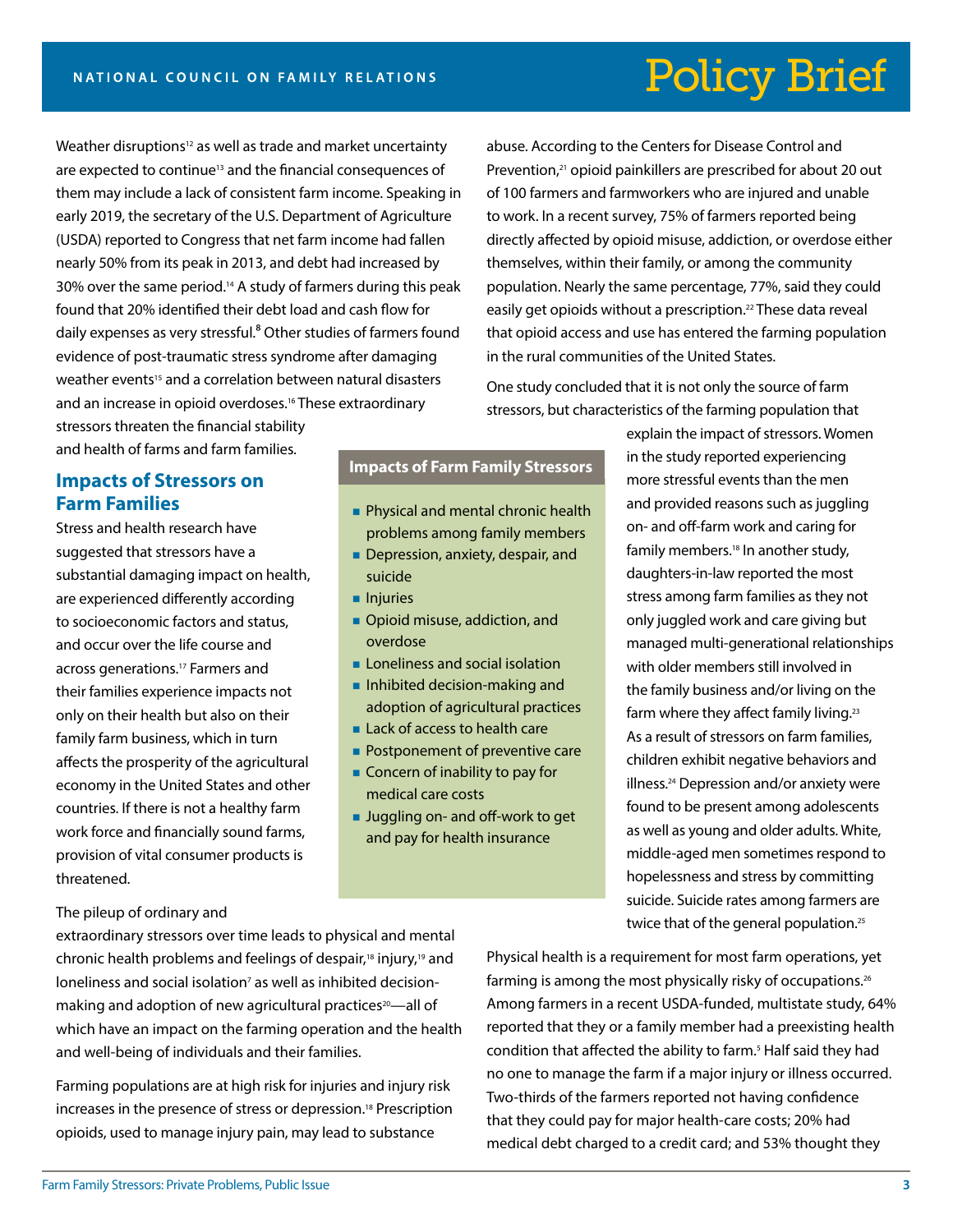Weather disruptions[12] as well as trade and market uncertainty are expected to continue[13] and the financial consequences of them may include a lack of consistent farm income. Speaking in early 2019, the secretary of the U.S. Department of Agriculture (USDA) reported to Congress that net farm income had fallen nearly 50% from its peak in 2013, and debt had increased by 30% over the same period.[14] A study of farmers during this peak found that 20% identified their debt load and cash flow for daily expenses as very stressful.[8] Other studies of farmers found evidence of post-traumatic stress syndrome after damaging weather events[15] and a correlation between natural disasters and an increase in opioid overdoses.[16] These extraordinary stressors threaten the financial stability and health of farms and farm families.

## Impacts of Stressors on Farm Families

Stress and health research have suggested that stressors have a substantial damaging impact on health, are experienced differently according to socioeconomic factors and status, and occur over the life course and across generations.[17] Farmers and their families experience impacts not only on their health but also on their family farm business, which in turn affects the prosperity of the agricultural economy in the United States and other countries. If there is not a healthy farm work force and financially sound farms, provision of vital consumer products is threatened.

The pileup of ordinary and extraordinary stressors over time leads to physical and mental chronic health problems and feelings of despair,[18] injury,[19] and loneliness and social isolation[7] as well as inhibited decision-making and adoption of new agricultural practices[20]—all of which have an impact on the farming operation and the health and well-being of individuals and their families.

Farming populations are at high risk for injuries and injury risk increases in the presence of stress or depression.[18] Prescription opioids, used to manage injury pain, may lead to substance abuse. According to the Centers for Disease Control and Prevention,[21] opioid painkillers are prescribed for about 20 out of 100 farmers and farmworkers who are injured and unable to work. In a recent survey, 75% of farmers reported being directly affected by opioid misuse, addiction, or overdose either themselves, within their family, or among the community population. Nearly the same percentage, 77%, said they could easily get opioids without a prescription.[22] These data reveal that opioid access and use has entered the farming population in the rural communities of the United States.

**Impacts of Farm Family Stressors**

- Physical and mental chronic health problems among family members
- Depression, anxiety, despair, and suicide
- Injuries
- Opioid misuse, addiction, and overdose
- Loneliness and social isolation
- Inhibited decision-making and adoption of agricultural practices
- Lack of access to health care
- Postponement of preventive care
- Concern of inability to pay for medical care costs
- Juggling on- and off-work to get and pay for health insurance

One study concluded that it is not only the source of farm stressors, but characteristics of the farming population that explain the impact of stressors. Women in the study reported experiencing more stressful events than the men and provided reasons such as juggling on- and off-farm work and caring for family members.[18] In another study, daughters-in-law reported the most stress among farm families as they not only juggled work and care giving but managed multi-generational relationships with older members still involved in the family business and/or living on the farm where they affect family living.[23] As a result of stressors on farm families, children exhibit negative behaviors and illness.[24] Depression and/or anxiety were found to be present among adolescents as well as young and older adults. White, middle-aged men sometimes respond to hopelessness and stress by committing suicide. Suicide rates among farmers are twice that of the general population.[25]

Physical health is a requirement for most farm operations, yet farming is among the most physically risky of occupations.[26] Among farmers in a recent USDA-funded, multistate study, 64% reported that they or a family member had a preexisting health condition that affected the ability to farm.[5] Half said they had no one to manage the farm if a major injury or illness occurred. Two-thirds of the farmers reported not having confidence that they could pay for major health-care costs; 20% had medical debt charged to a credit card; and 53% thought they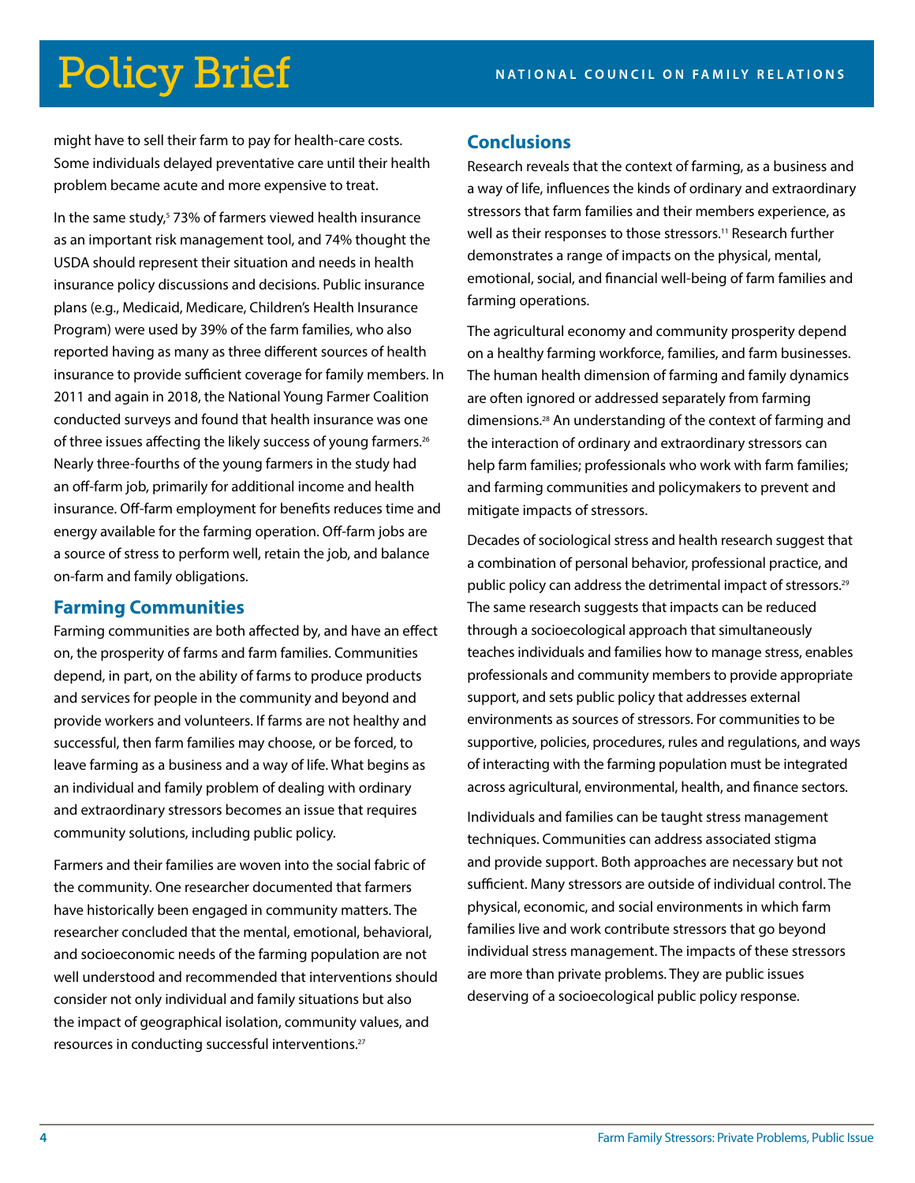might have to sell their farm to pay for health-care costs. Some individuals delayed preventative care until their health problem became acute and more expensive to treat.

In the same study,[5] 73% of farmers viewed health insurance as an important risk management tool, and 74% thought the USDA should represent their situation and needs in health insurance policy discussions and decisions. Public insurance plans (e.g., Medicaid, Medicare, Children's Health Insurance Program) were used by 39% of the farm families, who also reported having as many as three different sources of health insurance to provide sufficient coverage for family members. In 2011 and again in 2018, the National Young Farmer Coalition conducted surveys and found that health insurance was one of three issues affecting the likely success of young farmers.[26] Nearly three-fourths of the young farmers in the study had an off-farm job, primarily for additional income and health insurance. Off-farm employment for benefits reduces time and energy available for the farming operation. Off-farm jobs are a source of stress to perform well, retain the job, and balance on-farm and family obligations.

## Farming Communities

Farming communities are both affected by, and have an effect on, the prosperity of farms and farm families. Communities depend, in part, on the ability of farms to produce products and services for people in the community and beyond and provide workers and volunteers. If farms are not healthy and successful, then farm families may choose, or be forced, to leave farming as a business and a way of life. What begins as an individual and family problem of dealing with ordinary and extraordinary stressors becomes an issue that requires community solutions, including public policy.

Farmers and their families are woven into the social fabric of the community. One researcher documented that farmers have historically been engaged in community matters. The researcher concluded that the mental, emotional, behavioral, and socioeconomic needs of the farming population are not well understood and recommended that interventions should consider not only individual and family situations but also the impact of geographical isolation, community values, and resources in conducting successful interventions.[27]

## Conclusions

Research reveals that the context of farming, as a business and a way of life, influences the kinds of ordinary and extraordinary stressors that farm families and their members experience, as well as their responses to those stressors.[11] Research further demonstrates a range of impacts on the physical, mental, emotional, social, and financial well-being of farm families and farming operations.

The agricultural economy and community prosperity depend on a healthy farming workforce, families, and farm businesses. The human health dimension of farming and family dynamics are often ignored or addressed separately from farming dimensions.[28] An understanding of the context of farming and the interaction of ordinary and extraordinary stressors can help farm families; professionals who work with farm families; and farming communities and policymakers to prevent and mitigate impacts of stressors.

Decades of sociological stress and health research suggest that a combination of personal behavior, professional practice, and public policy can address the detrimental impact of stressors.[29] The same research suggests that impacts can be reduced through a socioecological approach that simultaneously teaches individuals and families how to manage stress, enables professionals and community members to provide appropriate support, and sets public policy that addresses external environments as sources of stressors. For communities to be supportive, policies, procedures, rules and regulations, and ways of interacting with the farming population must be integrated across agricultural, environmental, health, and finance sectors.

Individuals and families can be taught stress management techniques. Communities can address associated stigma and provide support. Both approaches are necessary but not sufficient. Many stressors are outside of individual control. The physical, economic, and social environments in which farm families live and work contribute stressors that go beyond individual stress management. The impacts of these stressors are more than private problems. They are public issues deserving of a socioecological public policy response.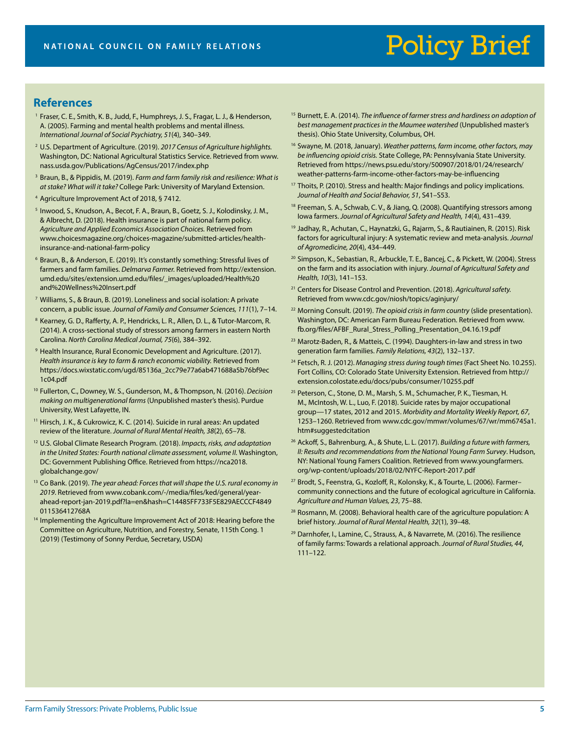## References

[1] Fraser, C. E., Smith, K. B., Judd, F., Humphreys, J. S., Fragar, L. J., & Henderson, A. (2005). Farming and mental health problems and mental illness. *International Journal of Social Psychiatry, 51*(4), 340–349.

[2] U.S. Department of Agriculture. (2019). *2017 Census of Agriculture highlights.* Washington, DC: National Agricultural Statistics Service. Retrieved from www.nass.usda.gov/Publications/AgCensus/2017/index.php

[3] Braun, B., & Pippidis, M. (2019). *Farm and farm family risk and resilience: What is at stake? What will it take?* College Park: University of Maryland Extension.

[4] Agriculture Improvement Act of 2018, § 7412.

[5] Inwood, S., Knudson, A., Becot, F. A., Braun, B., Goetz, S. J., Kolodinsky, J. M., & Albrecht, D. (2018). Health insurance is part of national farm policy. *Agriculture and Applied Economics Association Choices.* Retrieved from www.choicesmagazine.org/choices-magazine/submitted-articles/health-insurance-and-national-farm-policy

[6] Braun, B., & Anderson, E. (2019). It's constantly something: Stressful lives of farmers and farm families. *Delmarva Farmer.* Retrieved from http://extension.umd.edu/sites/extension.umd.edu/files/_images/uploaded/Health%20and%20Wellness%20Insert.pdf

[7] Williams, S., & Braun, B. (2019). Loneliness and social isolation: A private concern, a public issue. *Journal of Family and Consumer Sciences, 111*(1), 7–14.

[8] Kearney, G. D., Rafferty, A. P., Hendricks, L. R., Allen, D. L., & Tutor-Marcom, R. (2014). A cross-sectional study of stressors among farmers in eastern North Carolina. *North Carolina Medical Journal, 75*(6), 384–392.

[9] Health Insurance, Rural Economic Development and Agriculture. (2017). *Health insurance is key to farm & ranch economic viability.* Retrieved from https://docs.wixstatic.com/ugd/85136a_2cc79e77a6ab471688a5b76bf9ec1c04.pdf

[10] Fullerton, C., Downey, W. S., Gunderson, M., & Thompson, N. (2016). *Decision making on multigenerational farms* (Unpublished master's thesis). Purdue University, West Lafayette, IN.

[11] Hirsch, J. K., & Cukrowicz, K. C. (2014). Suicide in rural areas: An updated review of the literature. *Journal of Rural Mental Health, 38*(2), 65–78.

[12] U.S. Global Climate Research Program. (2018). *Impacts, risks, and adaptation in the United States: Fourth national climate assessment, volume II.* Washington, DC: Government Publishing Office. Retrieved from https://nca2018.globalchange.gov/

[13] Co Bank. (2019). *The year ahead: Forces that will shape the U.S. rural economy in 2019.* Retrieved from www.cobank.com/-/media/files/ked/general/year-ahead-report-jan-2019.pdf?la=en&hash=C14485FF733F5E829AECCCF4849011536412768A

[14] Implementing the Agriculture Improvement Act of 2018: Hearing before the Committee on Agriculture, Nutrition, and Forestry, Senate, 115th Cong. 1 (2019) (Testimony of Sonny Perdue, Secretary, USDA)

[15] Burnett, E. A. (2014). *The influence of farmer stress and hardiness on adoption of best management practices in the Maumee watershed* (Unpublished master's thesis). Ohio State University, Columbus, OH.

[16] Swayne, M. (2018, January). *Weather patterns, farm income, other factors, may be influencing opioid crisis.* State College, PA: Pennsylvania State University. Retrieved from https://news.psu.edu/story/500907/2018/01/24/research/weather-patterns-farm-income-other-factors-may-be-influencing

[17] Thoits, P. (2010). Stress and health: Major findings and policy implications. *Journal of Health and Social Behavior, 51*, S41–S53.

[18] Freeman, S. A., Schwab, C. V., & Jiang, Q. (2008). Quantifying stressors among Iowa farmers. *Journal of Agricultural Safety and Health, 14*(4), 431–439.

[19] Jadhay, R., Achutan, C., Haynatzki, G., Rajarm, S., & Rautiainen, R. (2015). Risk factors for agricultural injury: A systematic review and meta-analysis. *Journal of Agromedicine, 20*(4), 434–449.

[20] Simpson, K., Sebastian, R., Arbuckle, T. E., Bancej, C., & Pickett, W. (2004). Stress on the farm and its association with injury. *Journal of Agricultural Safety and Health, 10*(3), 141–153.

[21] Centers for Disease Control and Prevention. (2018). *Agricultural safety.* Retrieved from www.cdc.gov/niosh/topics/aginjury/

[22] Morning Consult. (2019). *The opioid crisis in farm country* (slide presentation). Washington, DC: American Farm Bureau Federation. Retrieved from www.fb.org/files/AFBF_Rural_Stress_Polling_Presentation_04.16.19.pdf

[23] Marotz-Baden, R., & Matteis, C. (1994). Daughters-in-law and stress in two generation farm families. *Family Relations, 43*(2), 132–137.

[24] Fetsch, R. J. (2012). *Managing stress during tough times* (Fact Sheet No. 10.255). Fort Collins, CO: Colorado State University Extension. Retrieved from http://extension.colostate.edu/docs/pubs/consumer/10255.pdf

[25] Peterson, C., Stone, D. M., Marsh, S. M., Schumacher, P. K., Tiesman, H. M., McIntosh, W. L., Luo, F. (2018). Suicide rates by major occupational group—17 states, 2012 and 2015. *Morbidity and Mortality Weekly Report, 67*, 1253–1260. Retrieved from www.cdc.gov/mmwr/volumes/67/wr/mm6745a1.htm#suggestedcitation

[26] Ackoff, S., Bahrenburg, A., & Shute, L. L. (2017). *Building a future with farmers, II: Results and recommendations from the National Young Farm Survey*. Hudson, NY: National Young Famers Coalition. Retrieved from www.youngfarmers.org/wp-content/uploads/2018/02/NYFC-Report-2017.pdf

[27] Brodt, S., Feenstra, G., Kozloff, R., Kolonsky, K., & Tourte, L. (2006). Farmer–community connections and the future of ecological agriculture in California. *Agriculture and Human Values, 23*, 75–88.

[28] Rosmann, M. (2008). Behavioral health care of the agriculture population: A brief history. *Journal of Rural Mental Health, 32*(1), 39–48.

[29] Darnhofer, I., Lamine, C., Strauss, A., & Navarrete, M. (2016). The resilience of family farms: Towards a relational approach. *Journal of Rural Studies, 44*, 111–122.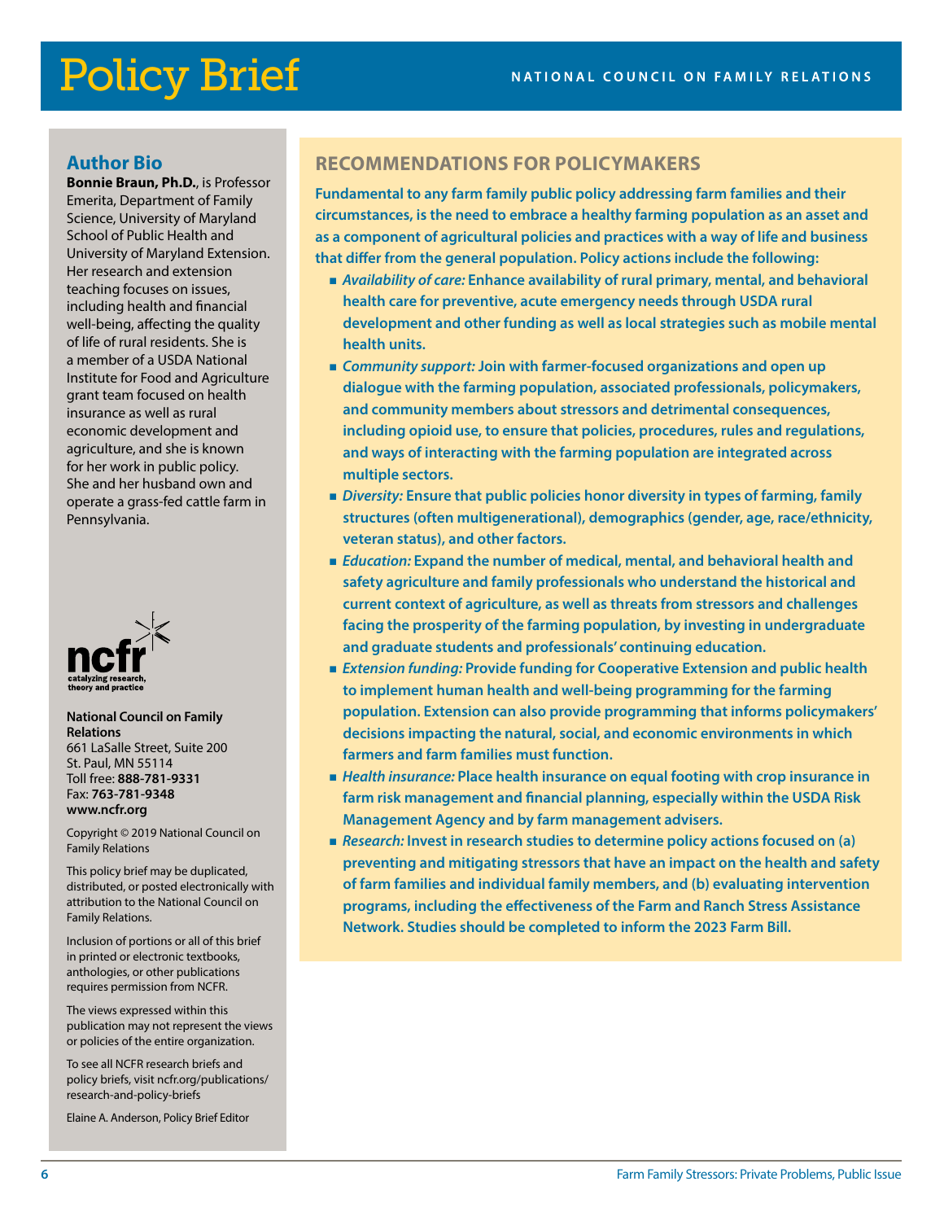## Author Bio

**Bonnie Braun, Ph.D.**, is Professor Emerita, Department of Family Science, University of Maryland School of Public Health and University of Maryland Extension. Her research and extension teaching focuses on issues, including health and financial well-being, affecting the quality of life of rural residents. She is a member of a USDA National Institute for Food and Agriculture grant team focused on health insurance as well as rural economic development and agriculture, and she is known for her work in public policy. She and her husband own and operate a grass-fed cattle farm in Pennsylvania.

ncfr
catalyzing research, theory and practice

**National Council on Family Relations**
661 LaSalle Street, Suite 200
St. Paul, MN 55114
Toll free: **888-781-9331**
Fax: **763-781-9348**
**www.ncfr.org**

Copyright © 2019 National Council on Family Relations

This policy brief may be duplicated, distributed, or posted electronically with attribution to the National Council on Family Relations.

Inclusion of portions or all of this brief in printed or electronic textbooks, anthologies, or other publications requires permission from NCFR.

The views expressed within this publication may not represent the views or policies of the entire organization.

To see all NCFR research briefs and policy briefs, visit ncfr.org/publications/research-and-policy-briefs

Elaine A. Anderson, Policy Brief Editor

## RECOMMENDATIONS FOR POLICYMAKERS

**Fundamental to any farm family public policy addressing farm families and their circumstances, is the need to embrace a healthy farming population as an asset and as a component of agricultural policies and practices with a way of life and business that differ from the general population. Policy actions include the following:**

- ***Availability of care:*** **Enhance availability of rural primary, mental, and behavioral health care for preventive, acute emergency needs through USDA rural development and other funding as well as local strategies such as mobile mental health units.**
- ***Community support:*** **Join with farmer-focused organizations and open up dialogue with the farming population, associated professionals, policymakers, and community members about stressors and detrimental consequences, including opioid use, to ensure that policies, procedures, rules and regulations, and ways of interacting with the farming population are integrated across multiple sectors.**
- ***Diversity:*** **Ensure that public policies honor diversity in types of farming, family structures (often multigenerational), demographics (gender, age, race/ethnicity, veteran status), and other factors.**
- ***Education:*** **Expand the number of medical, mental, and behavioral health and safety agriculture and family professionals who understand the historical and current context of agriculture, as well as threats from stressors and challenges facing the prosperity of the farming population, by investing in undergraduate and graduate students and professionals' continuing education.**
- ***Extension funding:*** **Provide funding for Cooperative Extension and public health to implement human health and well-being programming for the farming population. Extension can also provide programming that informs policymakers' decisions impacting the natural, social, and economic environments in which farmers and farm families must function.**
- ***Health insurance:*** **Place health insurance on equal footing with crop insurance in farm risk management and financial planning, especially within the USDA Risk Management Agency and by farm management advisers.**
- ***Research:*** **Invest in research studies to determine policy actions focused on (a) preventing and mitigating stressors that have an impact on the health and safety of farm families and individual family members, and (b) evaluating intervention programs, including the effectiveness of the Farm and Ranch Stress Assistance Network. Studies should be completed to inform the 2023 Farm Bill.**